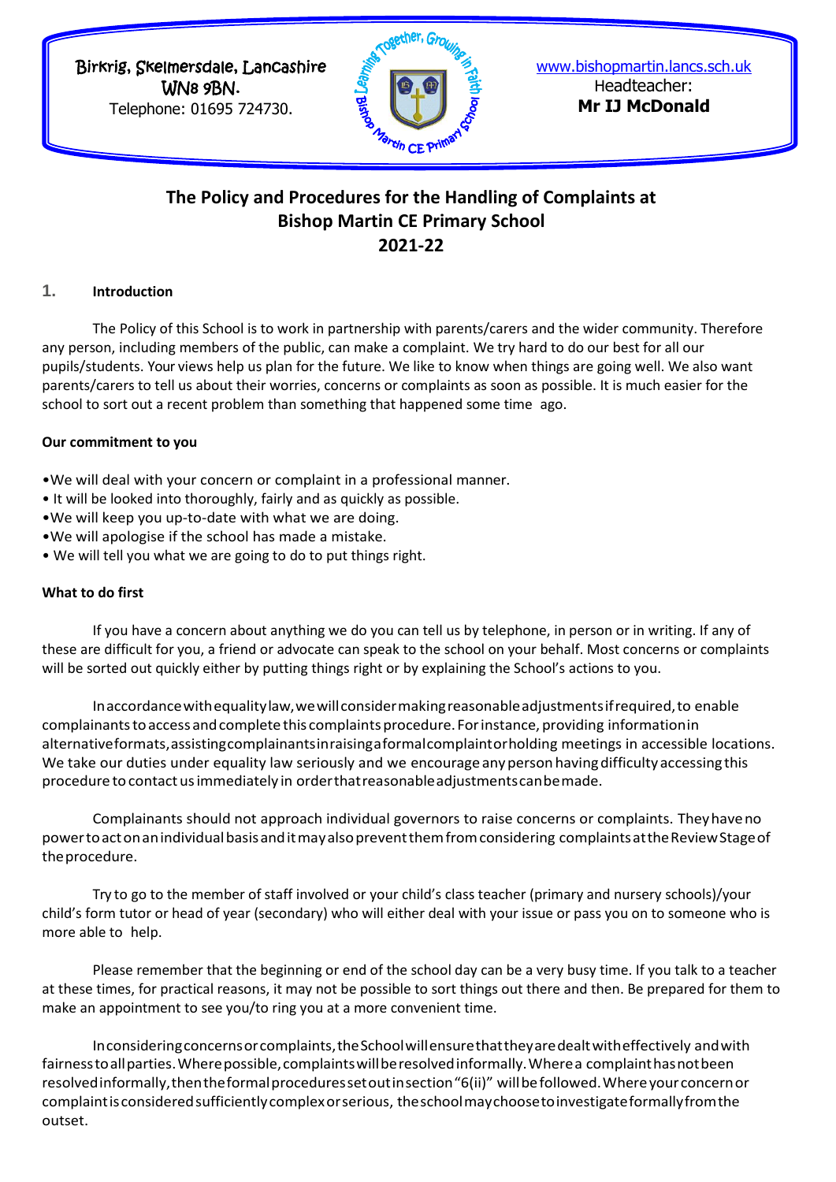Birkrig, Skelmersdale, Lancashire
WN8 9BN.
Telephone: 01695 724730.

www.bishopmartin.lancs.sch.uk
Headteacher:
**Mr IJ McDonald**

# The Policy and Procedures for the Handling of Complaints at Bishop Martin CE Primary School 2021-22

## 1. Introduction

The Policy of this School is to work in partnership with parents/carers and the wider community. Therefore any person, including members of the public, can make a complaint. We try hard to do our best for all our pupils/students. Your views help us plan for the future. We like to know when things are going well. We also want parents/carers to tell us about their worries, concerns or complaints as soon as possible. It is much easier for the school to sort out a recent problem than something that happened some time ago.

**Our commitment to you**

- We will deal with your concern or complaint in a professional manner.
- It will be looked into thoroughly, fairly and as quickly as possible.
- We will keep you up-to-date with what we are doing.
- We will apologise if the school has made a mistake.
- We will tell you what we are going to do to put things right.

**What to do first**

If you have a concern about anything we do you can tell us by telephone, in person or in writing. If any of these are difficult for you, a friend or advocate can speak to the school on your behalf. Most concerns or complaints will be sorted out quickly either by putting things right or by explaining the School's actions to you.

In accordance with equality law, we will consider making reasonable adjustments if required, to enable complainants to access and complete this complaints procedure. For instance, providing information in alternative formats, assisting complainants in raising a formal complaint or holding meetings in accessible locations. We take our duties under equality law seriously and we encourage any person having difficulty accessing this procedure to contact us immediately in order that reasonable adjustments can be made.

Complainants should not approach individual governors to raise concerns or complaints. They have no power to act on an individual basis and it may also prevent them from considering complaints at the Review Stage of the procedure.

Try to go to the member of staff involved or your child's class teacher (primary and nursery schools)/your child's form tutor or head of year (secondary) who will either deal with your issue or pass you on to someone who is more able to help.

Please remember that the beginning or end of the school day can be a very busy time. If you talk to a teacher at these times, for practical reasons, it may not be possible to sort things out there and then. Be prepared for them to make an appointment to see you/to ring you at a more convenient time.

In considering concerns or complaints, the School will ensure that they are dealt with effectively and with fairness to all parties. Where possible, complaints will be resolved informally. Where a complaint has not been resolved informally, then the formal procedures set out in section "6(ii)" will be followed. Where your concern or complaint is considered sufficiently complex or serious, the school may choose to investigate formally from the outset.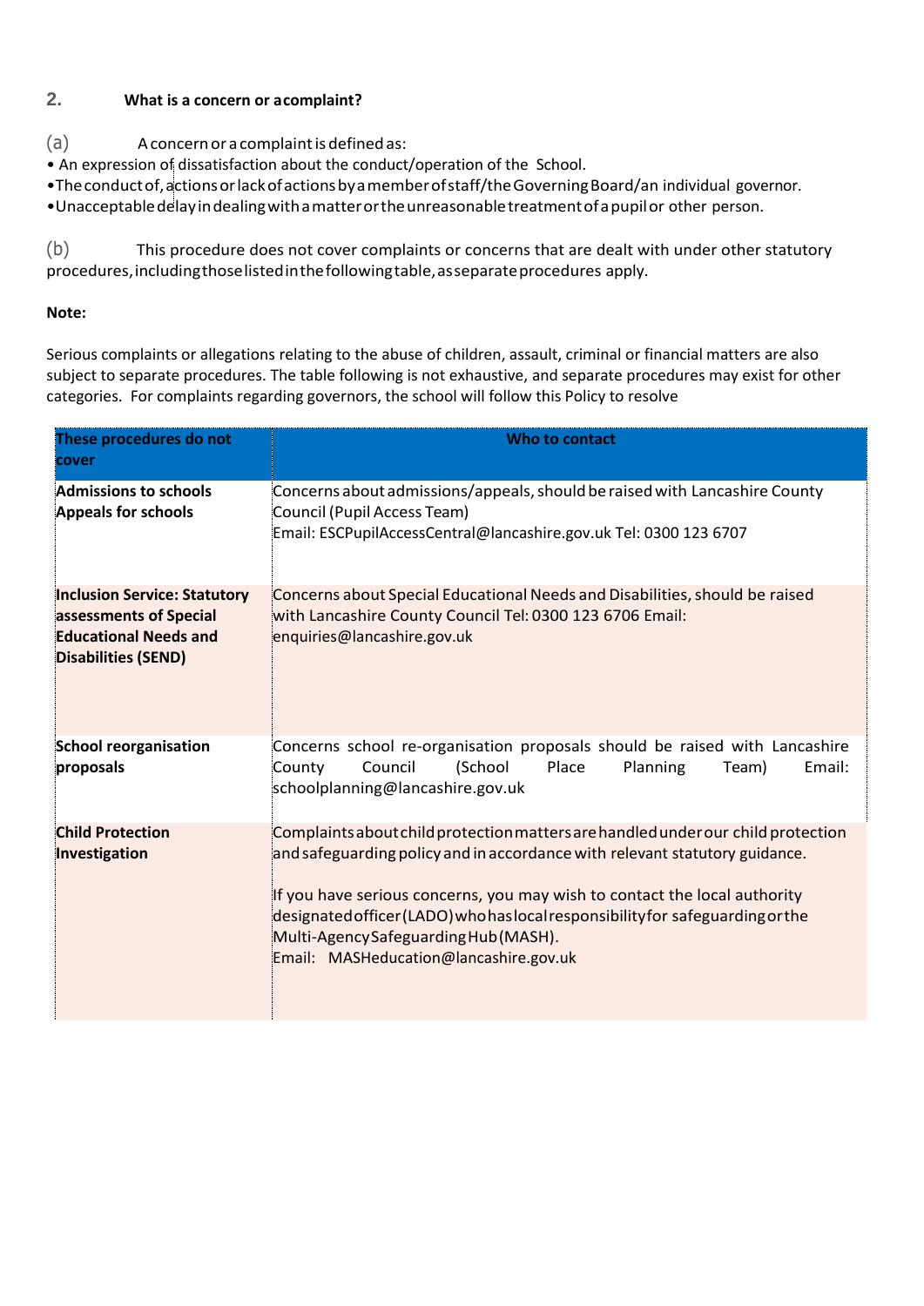## 2. What is a concern or a complaint?

(a) A concern or a complaint is defined as:

- An expression of dissatisfaction about the conduct/operation of the School.
- The conduct of, actions or lack of actions by a member of staff/the Governing Board/an individual governor.
- Unacceptable delay in dealing with a matter or the unreasonable treatment of a pupil or other person.

(b) This procedure does not cover complaints or concerns that are dealt with under other statutory procedures, including those listed in the following table, as separate procedures apply.

**Note:**

Serious complaints or allegations relating to the abuse of children, assault, criminal or financial matters are also subject to separate procedures. The table following is not exhaustive, and separate procedures may exist for other categories. For complaints regarding governors, the school will follow this Policy to resolve

| These procedures do not cover | Who to contact |
|---|---|
| **Admissions to schools**<br>**Appeals for schools** | Concerns about admissions/appeals, should be raised with Lancashire County Council (Pupil Access Team)<br>Email: ESCPupilAccessCentral@lancashire.gov.uk Tel: 0300 123 6707 |
| **Inclusion Service: Statutory assessments of Special Educational Needs and Disabilities (SEND)** | Concerns about Special Educational Needs and Disabilities, should be raised with Lancashire County Council Tel: 0300 123 6706 Email: enquiries@lancashire.gov.uk |
| **School reorganisation proposals** | Concerns school re-organisation proposals should be raised with Lancashire County Council (School Place Planning Team) Email: schoolplanning@lancashire.gov.uk |
| **Child Protection Investigation** | Complaints about child protection matters are handled under our child protection and safeguarding policy and in accordance with relevant statutory guidance.<br><br>If you have serious concerns, you may wish to contact the local authority designated officer (LADO) who has local responsibility for safeguarding or the Multi-Agency Safeguarding Hub (MASH).<br>Email: MASHeducation@lancashire.gov.uk |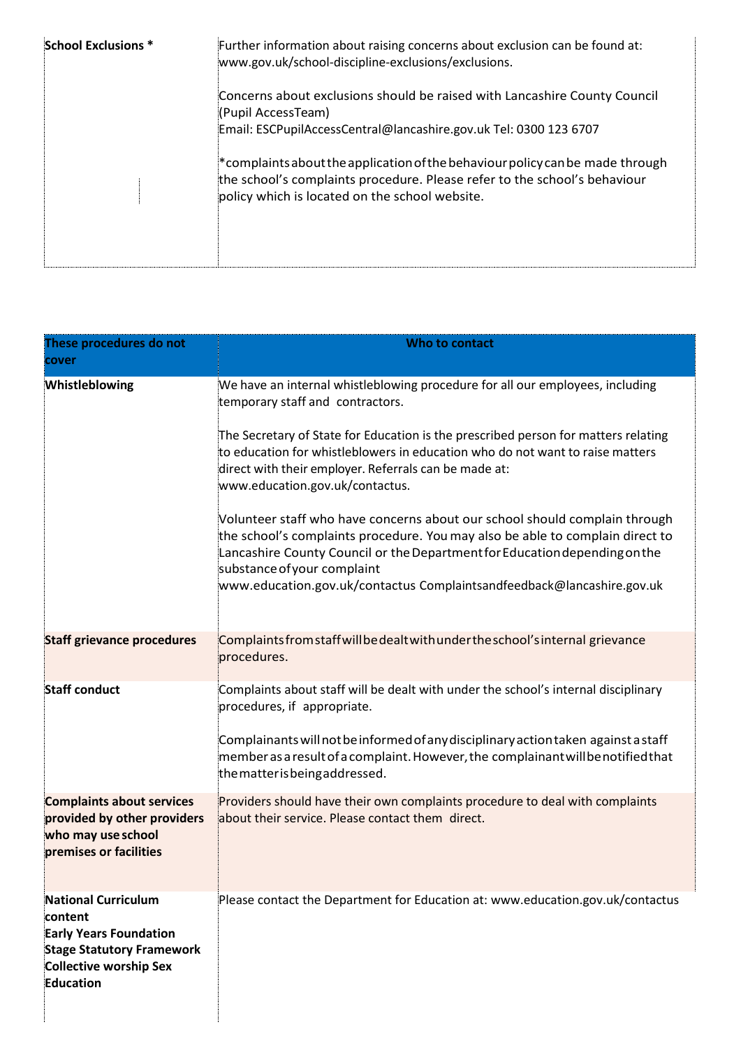| | |
|---|---|
| **School Exclusions *** | Further information about raising concerns about exclusion can be found at: www.gov.uk/school-discipline-exclusions/exclusions.<br><br>Concerns about exclusions should be raised with Lancashire County Council (Pupil AccessTeam)<br>Email: ESCPupilAccessCentral@lancashire.gov.uk Tel: 0300 123 6707<br><br>*complaints about the application of the behaviour policy can be made through the school's complaints procedure. Please refer to the school's behaviour policy which is located on the school website. |

| These procedures do not cover | Who to contact |
|---|---|
| **Whistleblowing** | We have an internal whistleblowing procedure for all our employees, including temporary staff and contractors.<br><br>The Secretary of State for Education is the prescribed person for matters relating to education for whistleblowers in education who do not want to raise matters direct with their employer. Referrals can be made at: www.education.gov.uk/contactus.<br><br>Volunteer staff who have concerns about our school should complain through the school's complaints procedure. You may also be able to complain direct to Lancashire County Council or the Department for Education depending on the substance of your complaint<br>www.education.gov.uk/contactus Complaintsandfeedback@lancashire.gov.uk |
| **Staff grievance procedures** | Complaints from staff will be dealt with under the school's internal grievance procedures. |
| **Staff conduct** | Complaints about staff will be dealt with under the school's internal disciplinary procedures, if appropriate.<br><br>Complainants will not be informed of any disciplinary action taken against a staff member as a result of a complaint. However, the complainant will be notified that the matter is being addressed. |
| **Complaints about services provided by other providers who may use school premises or facilities** | Providers should have their own complaints procedure to deal with complaints about their service. Please contact them direct. |
| **National Curriculum content**<br>**Early Years Foundation Stage Statutory Framework**<br>**Collective worship Sex Education** | Please contact the Department for Education at: www.education.gov.uk/contactus |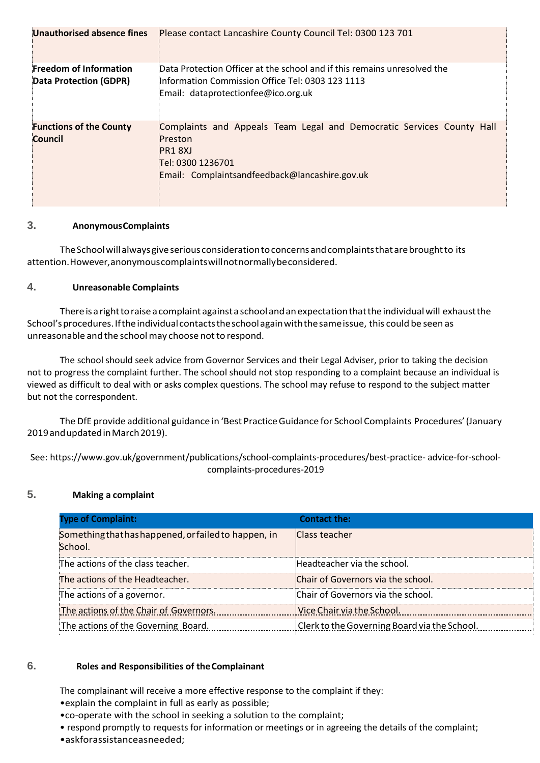| | |
|---|---|
| **Unauthorised absence fines** | Please contact Lancashire County Council Tel: 0300 123 701 |
| **Freedom of Information Data Protection (GDPR)** | Data Protection Officer at the school and if this remains unresolved the Information Commission Office Tel: 0303 123 1113<br>Email: dataprotectionfee@ico.org.uk |
| **Functions of the County Council** | Complaints and Appeals Team Legal and Democratic Services County Hall Preston<br>PR1 8XJ<br>Tel: 0300 1236701<br>Email: Complaintsandfeedback@lancashire.gov.uk |

## 3. Anonymous Complaints

The School will always give serious consideration to concerns and complaints that are brought to its attention. However, anonymous complaints will not normally be considered.

## 4. Unreasonable Complaints

There is a right to raise a complaint against a school and an expectation that the individual will exhaust the School's procedures. If the individual contacts the school again with the same issue, this could be seen as unreasonable and the school may choose not to respond.

The school should seek advice from Governor Services and their Legal Adviser, prior to taking the decision not to progress the complaint further. The school should not stop responding to a complaint because an individual is viewed as difficult to deal with or asks complex questions. The school may refuse to respond to the subject matter but not the correspondent.

The DfE provide additional guidance in 'Best Practice Guidance for School Complaints Procedures' (January 2019 and updated in March 2019).

See: https://www.gov.uk/government/publications/school-complaints-procedures/best-practice- advice-for-school-complaints-procedures-2019

## 5. Making a complaint

| Type of Complaint: | Contact the: |
|---|---|
| Something that has happened, or failed to happen, in School. | Class teacher |
| The actions of the class teacher. | Headteacher via the school. |
| The actions of the Headteacher. | Chair of Governors via the school. |
| The actions of a governor. | Chair of Governors via the school. |
| The actions of the Chair of Governors. | Vice Chair via the School. |
| The actions of the Governing Board. | Clerk to the Governing Board via the School. |

## 6. Roles and Responsibilities of the Complainant

The complainant will receive a more effective response to the complaint if they:

- explain the complaint in full as early as possible;
- co-operate with the school in seeking a solution to the complaint;
- respond promptly to requests for information or meetings or in agreeing the details of the complaint;
- ask for assistance as needed;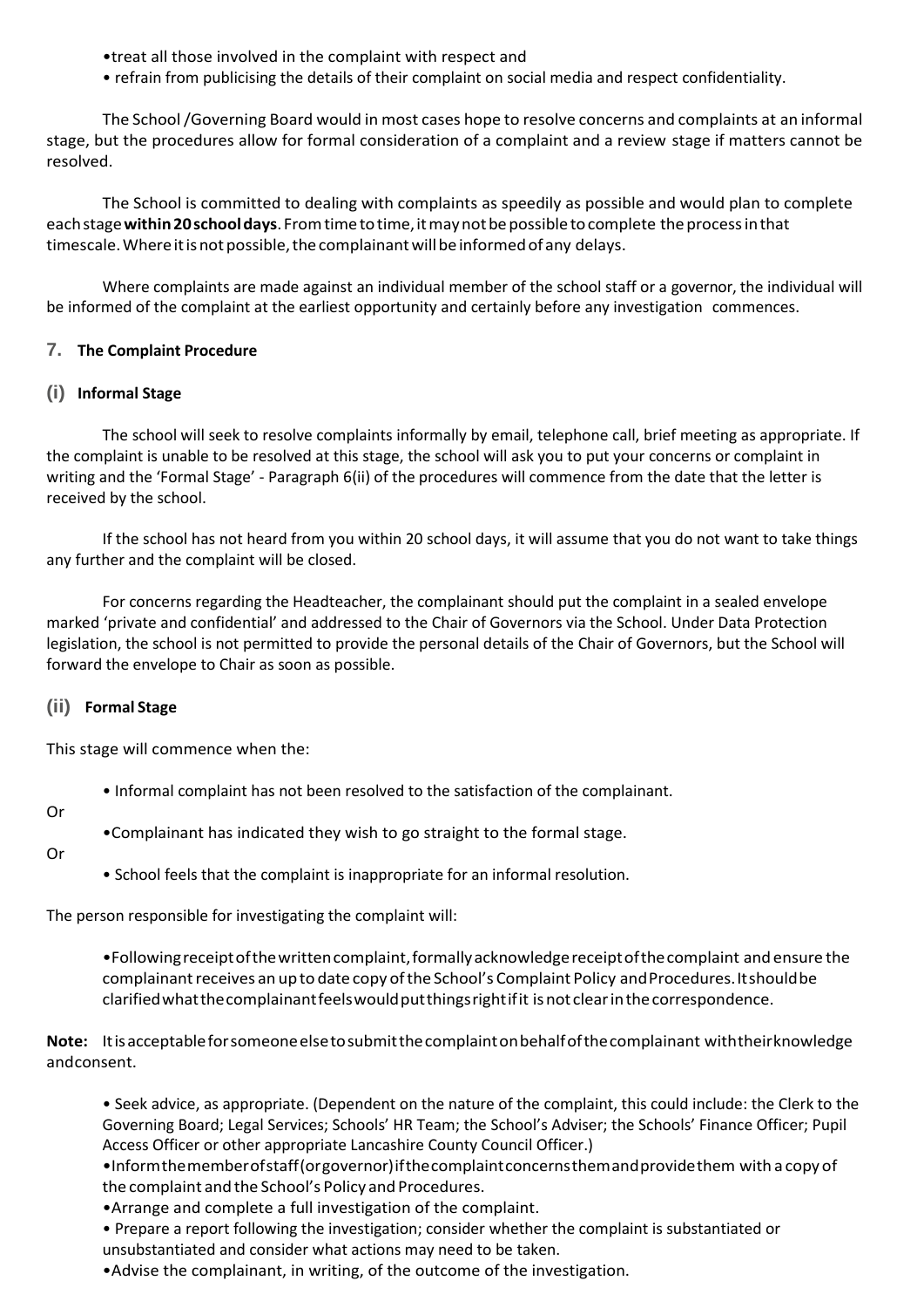- treat all those involved in the complaint with respect and
- refrain from publicising the details of their complaint on social media and respect confidentiality.

The School /Governing Board would in most cases hope to resolve concerns and complaints at an informal stage, but the procedures allow for formal consideration of a complaint and a review stage if matters cannot be resolved.

The School is committed to dealing with complaints as speedily as possible and would plan to complete each stage **within 20 school days**. From time to time, it may not be possible to complete the process in that timescale. Where it is not possible, the complainant will be informed of any delays.

Where complaints are made against an individual member of the school staff or a governor, the individual will be informed of the complaint at the earliest opportunity and certainly before any investigation commences.

## 7. The Complaint Procedure

### (i) Informal Stage

The school will seek to resolve complaints informally by email, telephone call, brief meeting as appropriate. If the complaint is unable to be resolved at this stage, the school will ask you to put your concerns or complaint in writing and the 'Formal Stage' - Paragraph 6(ii) of the procedures will commence from the date that the letter is received by the school.

If the school has not heard from you within 20 school days, it will assume that you do not want to take things any further and the complaint will be closed.

For concerns regarding the Headteacher, the complainant should put the complaint in a sealed envelope marked 'private and confidential' and addressed to the Chair of Governors via the School. Under Data Protection legislation, the school is not permitted to provide the personal details of the Chair of Governors, but the School will forward the envelope to Chair as soon as possible.

### (ii) Formal Stage

This stage will commence when the:

- Informal complaint has not been resolved to the satisfaction of the complainant.

Or

- Complainant has indicated they wish to go straight to the formal stage.

Or

- School feels that the complaint is inappropriate for an informal resolution.

The person responsible for investigating the complaint will:

- Following receipt of the written complaint, formally acknowledge receipt of the complaint and ensure the complainant receives an up to date copy of the School's Complaint Policy and Procedures. It should be clarified what the complainant feels would put things right if it is not clear in the correspondence.

**Note:** It is acceptable for someone else to submit the complaint on behalf of the complainant with their knowledge and consent.

- Seek advice, as appropriate. (Dependent on the nature of the complaint, this could include: the Clerk to the Governing Board; Legal Services; Schools' HR Team; the School's Adviser; the Schools' Finance Officer; Pupil Access Officer or other appropriate Lancashire County Council Officer.)
- Inform the member of staff (or governor) if the complaint concerns them and provide them with a copy of the complaint and the School's Policy and Procedures.
- Arrange and complete a full investigation of the complaint.
- Prepare a report following the investigation; consider whether the complaint is substantiated or unsubstantiated and consider what actions may need to be taken.
- Advise the complainant, in writing, of the outcome of the investigation.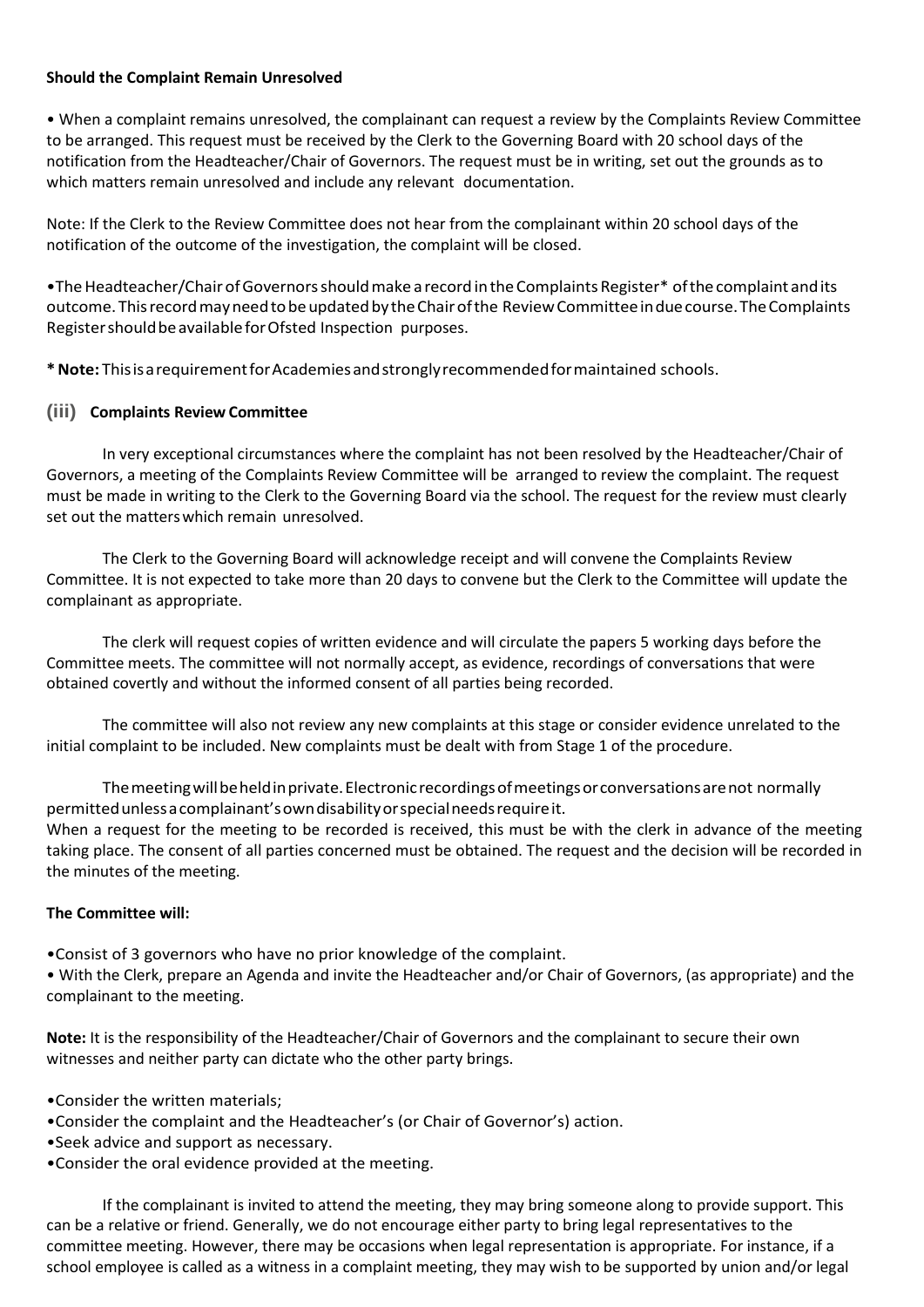**Should the Complaint Remain Unresolved**

- When a complaint remains unresolved, the complainant can request a review by the Complaints Review Committee to be arranged. This request must be received by the Clerk to the Governing Board with 20 school days of the notification from the Headteacher/Chair of Governors. The request must be in writing, set out the grounds as to which matters remain unresolved and include any relevant documentation.

Note: If the Clerk to the Review Committee does not hear from the complainant within 20 school days of the notification of the outcome of the investigation, the complaint will be closed.

- The Headteacher/Chair of Governors should make a record in the Complaints Register* of the complaint and its outcome. This record may need to be updated by the Chair of the Review Committee in due course. The Complaints Register should be available for Ofsted Inspection purposes.

**\* Note:** This is a requirement for Academies and strongly recommended for maintained schools.

### (iii) Complaints Review Committee

In very exceptional circumstances where the complaint has not been resolved by the Headteacher/Chair of Governors, a meeting of the Complaints Review Committee will be arranged to review the complaint. The request must be made in writing to the Clerk to the Governing Board via the school. The request for the review must clearly set out the matters which remain unresolved.

The Clerk to the Governing Board will acknowledge receipt and will convene the Complaints Review Committee. It is not expected to take more than 20 days to convene but the Clerk to the Committee will update the complainant as appropriate.

The clerk will request copies of written evidence and will circulate the papers 5 working days before the Committee meets. The committee will not normally accept, as evidence, recordings of conversations that were obtained covertly and without the informed consent of all parties being recorded.

The committee will also not review any new complaints at this stage or consider evidence unrelated to the initial complaint to be included. New complaints must be dealt with from Stage 1 of the procedure.

The meeting will be held in private. Electronic recordings of meetings or conversations are not normally permitted unless a complainant's own disability or special needs require it.
When a request for the meeting to be recorded is received, this must be with the clerk in advance of the meeting taking place. The consent of all parties concerned must be obtained. The request and the decision will be recorded in the minutes of the meeting.

**The Committee will:**

- Consist of 3 governors who have no prior knowledge of the complaint.
- With the Clerk, prepare an Agenda and invite the Headteacher and/or Chair of Governors, (as appropriate) and the complainant to the meeting.

**Note:** It is the responsibility of the Headteacher/Chair of Governors and the complainant to secure their own witnesses and neither party can dictate who the other party brings.

- Consider the written materials;
- Consider the complaint and the Headteacher's (or Chair of Governor's) action.
- Seek advice and support as necessary.
- Consider the oral evidence provided at the meeting.

If the complainant is invited to attend the meeting, they may bring someone along to provide support. This can be a relative or friend. Generally, we do not encourage either party to bring legal representatives to the committee meeting. However, there may be occasions when legal representation is appropriate. For instance, if a school employee is called as a witness in a complaint meeting, they may wish to be supported by union and/or legal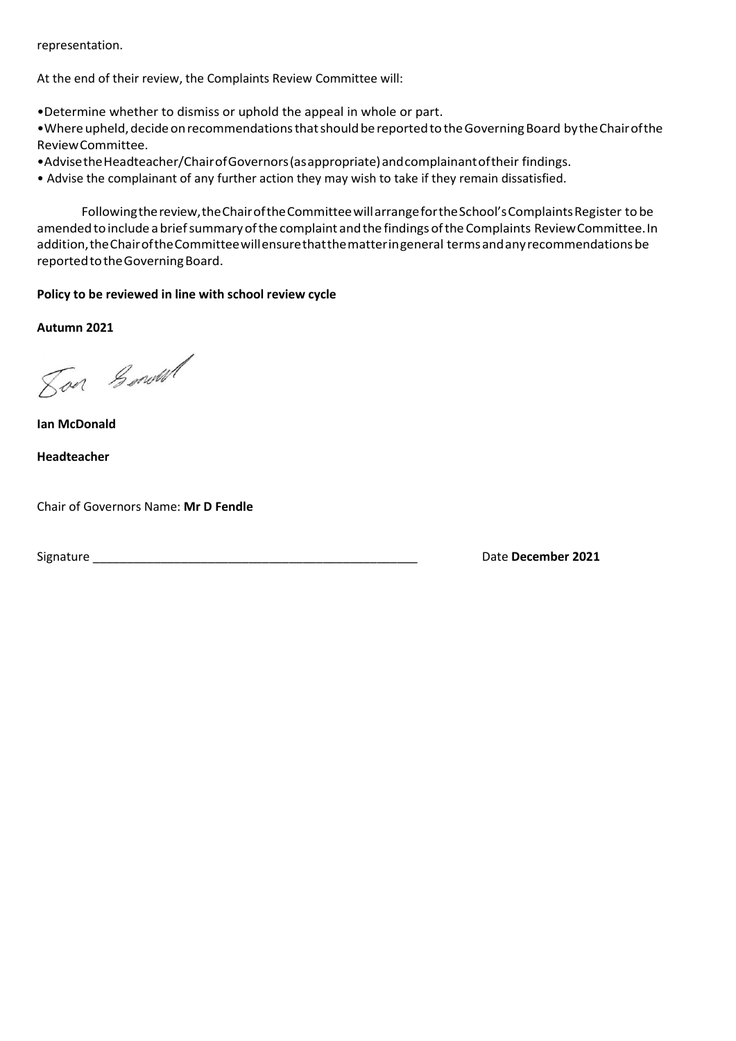representation.

At the end of their review, the Complaints Review Committee will:

- Determine whether to dismiss or uphold the appeal in whole or part.
- Where upheld, decide on recommendations that should be reported to the Governing Board by the Chair of the Review Committee.
- Advise the Headteacher/Chair of Governors (as appropriate) and complainant of their findings.
- Advise the complainant of any further action they may wish to take if they remain dissatisfied.

Following the review, the Chair of the Committee will arrange for the School's Complaints Register to be amended to include a brief summary of the complaint and the findings of the Complaints Review Committee. In addition, the Chair of the Committee will ensure that the matter in general terms and any recommendations be reported to the Governing Board.

**Policy to be reviewed in line with school review cycle**

**Autumn 2021**

**Ian McDonald**

**Headteacher**

Chair of Governors Name: **Mr D Fendle**

Signature ___________________________________________________ Date **December 2021**